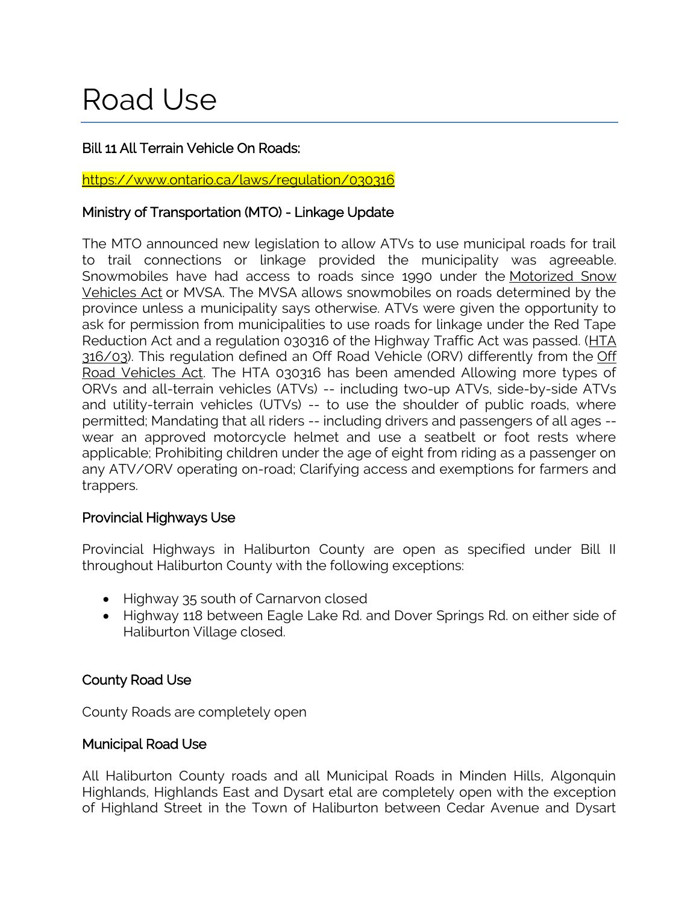# Road Use

### Bill 11 All Terrain Vehicle On Roads:

https://www.ontario.ca/laws/regulation/030316

### Ministry of Transportation (MTO) - Linkage Update

The MTO announced new legislation to allow ATVs to use municipal roads for trail to trail connections or linkage provided the municipality was agreeable. Snowmobiles have had access to roads since 1990 under the Motorized Snow Vehicles Act or MVSA. The MVSA allows snowmobiles on roads determined by the province unless a municipality says otherwise. ATVs were given the opportunity to ask for permission from municipalities to use roads for linkage under the Red Tape Reduction Act and a regulation 030316 of the Highway Traffic Act was passed. (HTA 316/03). This regulation defined an Off Road Vehicle (ORV) differently from the Off Road Vehicles Act. The HTA 030316 has been amended Allowing more types of ORVs and all-terrain vehicles (ATVs) -- including two-up ATVs, side-by-side ATVs and utility-terrain vehicles (UTVs) -- to use the shoulder of public roads, where permitted; Mandating that all riders -- including drivers and passengers of all ages -- wear an approved motorcycle helmet and use a seatbelt or foot rests where applicable; Prohibiting children under the age of eight from riding as a passenger on any ATV/ORV operating on-road; Clarifying access and exemptions for farmers and trappers.

### Provincial Highways Use

Provincial Highways in Haliburton County are open as specified under Bill II throughout Haliburton County with the following exceptions:

- Highway 35 south of Carnarvon closed
- Highway 118 between Eagle Lake Rd. and Dover Springs Rd. on either side of Haliburton Village closed.

### County Road Use

County Roads are completely open

### Municipal Road Use

All Haliburton County roads and all Municipal Roads in Minden Hills, Algonquin Highlands, Highlands East and Dysart etal are completely open with the exception of Highland Street in the Town of Haliburton between Cedar Avenue and Dysart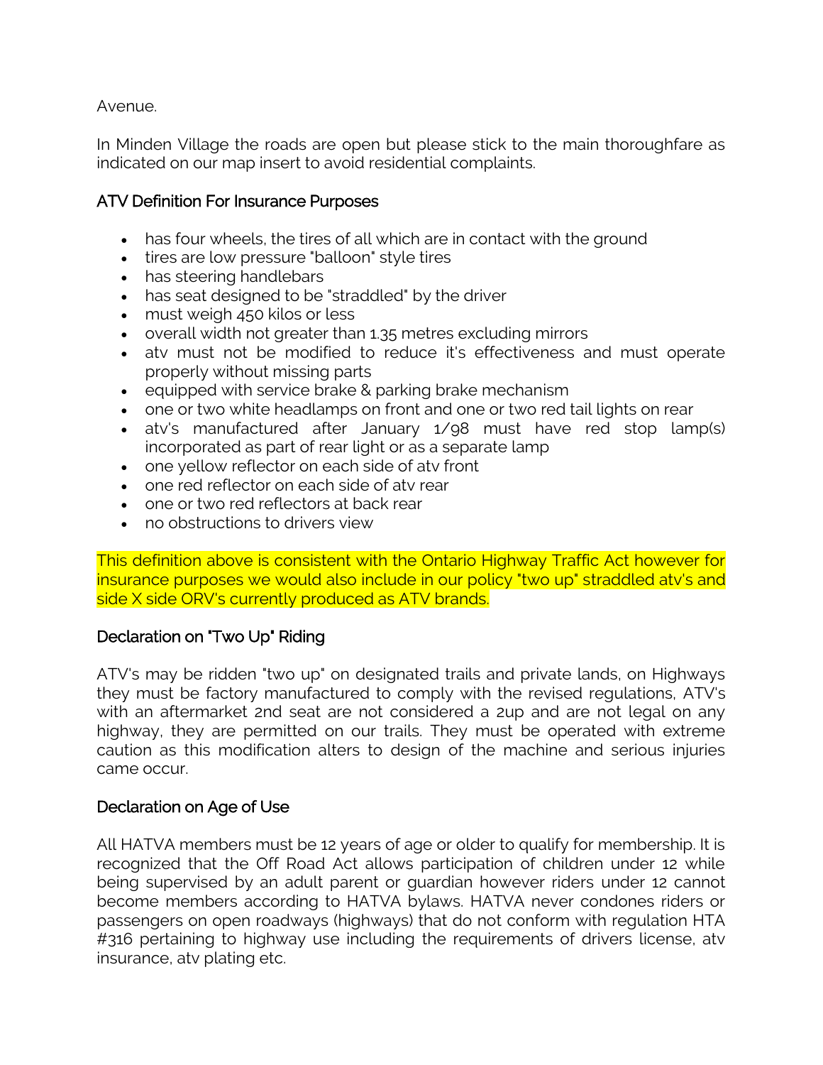Avenue.

In Minden Village the roads are open but please stick to the main thoroughfare as indicated on our map insert to avoid residential complaints.

### ATV Definition For Insurance Purposes

- has four wheels, the tires of all which are in contact with the ground
- tires are low pressure "balloon" style tires
- has steering handlebars
- has seat designed to be "straddled" by the driver
- must weigh 450 kilos or less
- overall width not greater than 1.35 metres excluding mirrors
- atv must not be modified to reduce it's effectiveness and must operate properly without missing parts
- equipped with service brake & parking brake mechanism
- one or two white headlamps on front and one or two red tail lights on rear
- atv's manufactured after January 1/98 must have red stop lamp(s) incorporated as part of rear light or as a separate lamp
- one yellow reflector on each side of atv front
- one red reflector on each side of atv rear
- one or two red reflectors at back rear
- no obstructions to drivers view

This definition above is consistent with the Ontario Highway Traffic Act however for insurance purposes we would also include in our policy "two up" straddled atv's and side X side ORV's currently produced as ATV brands.

### Declaration on "Two Up" Riding

ATV's may be ridden "two up" on designated trails and private lands, on Highways they must be factory manufactured to comply with the revised regulations, ATV's with an aftermarket 2nd seat are not considered a 2up and are not legal on any highway, they are permitted on our trails. They must be operated with extreme caution as this modification alters to design of the machine and serious injuries came occur.

### Declaration on Age of Use

All HATVA members must be 12 years of age or older to qualify for membership. It is recognized that the Off Road Act allows participation of children under 12 while being supervised by an adult parent or guardian however riders under 12 cannot become members according to HATVA bylaws. HATVA never condones riders or passengers on open roadways (highways) that do not conform with regulation HTA #316 pertaining to highway use including the requirements of drivers license, atv insurance, atv plating etc.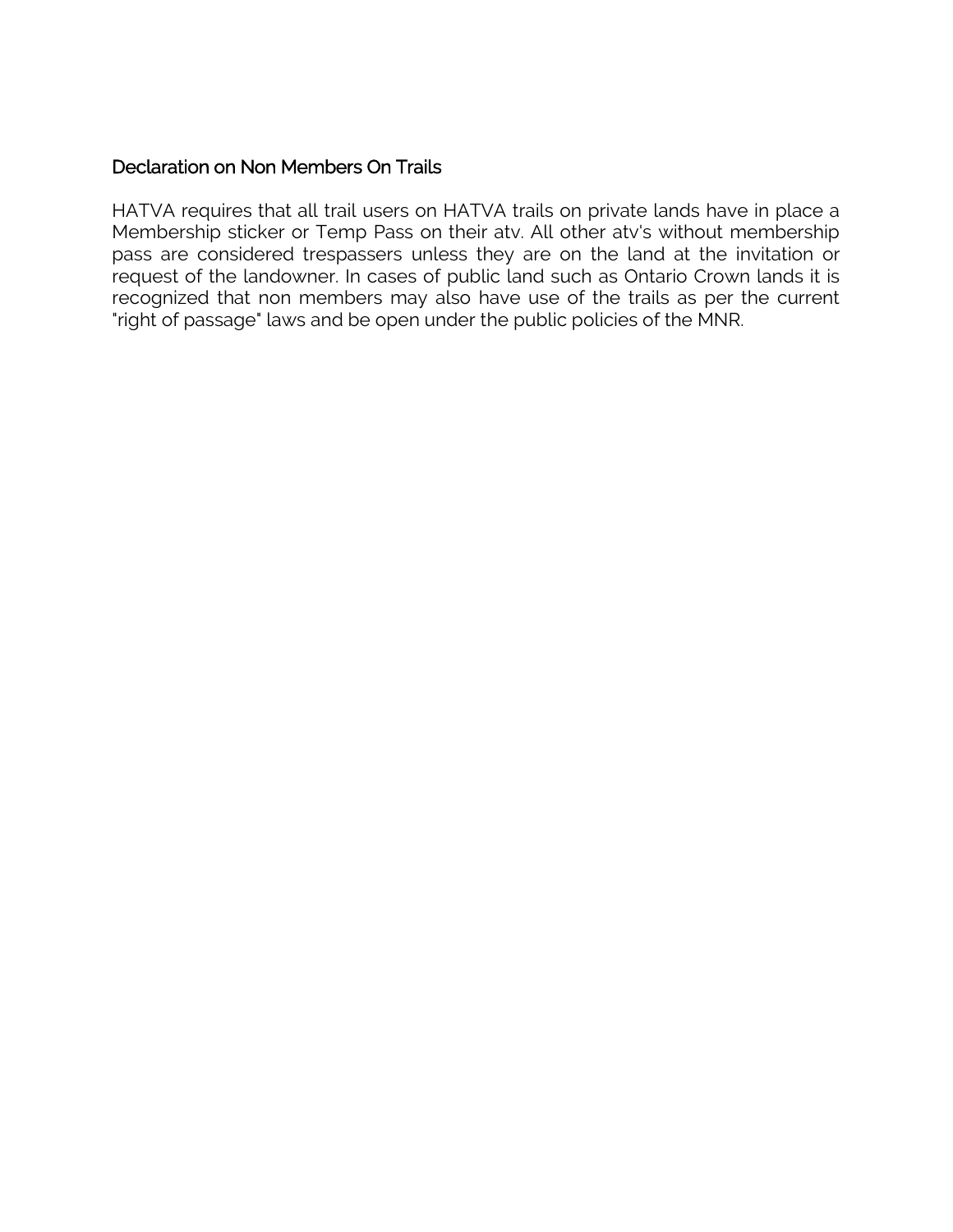## Declaration on Non Members On Trails

HATVA requires that all trail users on HATVA trails on private lands have in place a Membership sticker or Temp Pass on their atv. All other atv's without membership pass are considered trespassers unless they are on the land at the invitation or request of the landowner. In cases of public land such as Ontario Crown lands it is recognized that non members may also have use of the trails as per the current "right of passage" laws and be open under the public policies of the MNR.